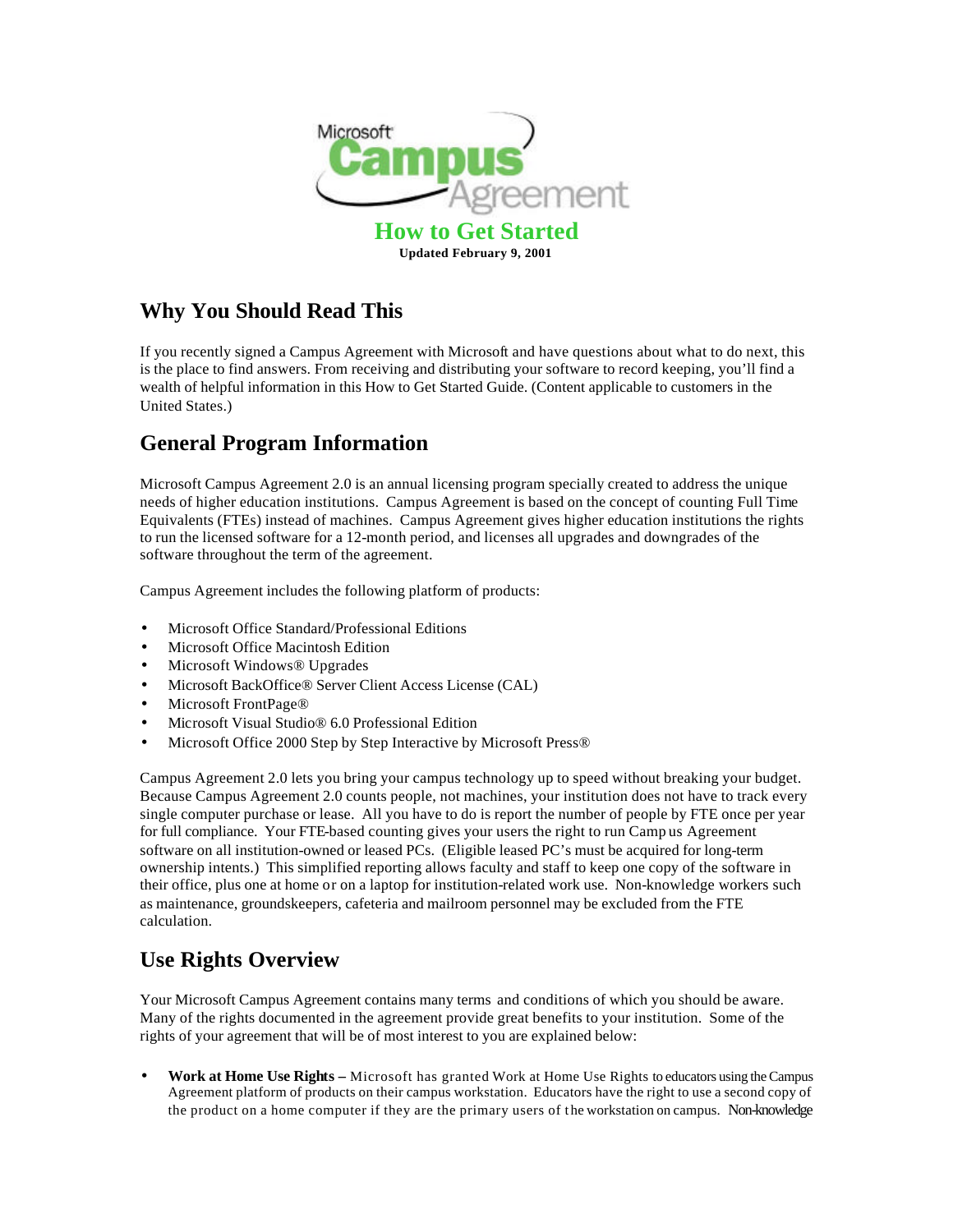Microsoft Campus Agreement

# How to Get Started

**Updated February 9, 2001**

## Why You Should Read This

If you recently signed a Campus Agreement with Microsoft and have questions about what to do next, this is the place to find answers. From receiving and distributing your software to record keeping, you'll find a wealth of helpful information in this How to Get Started Guide. (Content applicable to customers in the United States.)

## General Program Information

Microsoft Campus Agreement 2.0 is an annual licensing program specially created to address the unique needs of higher education institutions. Campus Agreement is based on the concept of counting Full Time Equivalents (FTEs) instead of machines. Campus Agreement gives higher education institutions the rights to run the licensed software for a 12-month period, and licenses all upgrades and downgrades of the software throughout the term of the agreement.

Campus Agreement includes the following platform of products:

- Microsoft Office Standard/Professional Editions
- Microsoft Office Macintosh Edition
- Microsoft Windows® Upgrades
- Microsoft BackOffice® Server Client Access License (CAL)
- Microsoft FrontPage®
- Microsoft Visual Studio® 6.0 Professional Edition
- Microsoft Office 2000 Step by Step Interactive by Microsoft Press®

Campus Agreement 2.0 lets you bring your campus technology up to speed without breaking your budget. Because Campus Agreement 2.0 counts people, not machines, your institution does not have to track every single computer purchase or lease. All you have to do is report the number of people by FTE once per year for full compliance. Your FTE-based counting gives your users the right to run Campus Agreement software on all institution-owned or leased PCs. (Eligible leased PC's must be acquired for long-term ownership intents.) This simplified reporting allows faculty and staff to keep one copy of the software in their office, plus one at home or on a laptop for institution-related work use. Non-knowledge workers such as maintenance, groundskeepers, cafeteria and mailroom personnel may be excluded from the FTE calculation.

## Use Rights Overview

Your Microsoft Campus Agreement contains many terms and conditions of which you should be aware. Many of the rights documented in the agreement provide great benefits to your institution. Some of the rights of your agreement that will be of most interest to you are explained below:

- **Work at Home Use Rights –** Microsoft has granted Work at Home Use Rights to educators using the Campus Agreement platform of products on their campus workstation. Educators have the right to use a second copy of the product on a home computer if they are the primary users of the workstation on campus. Non-knowledge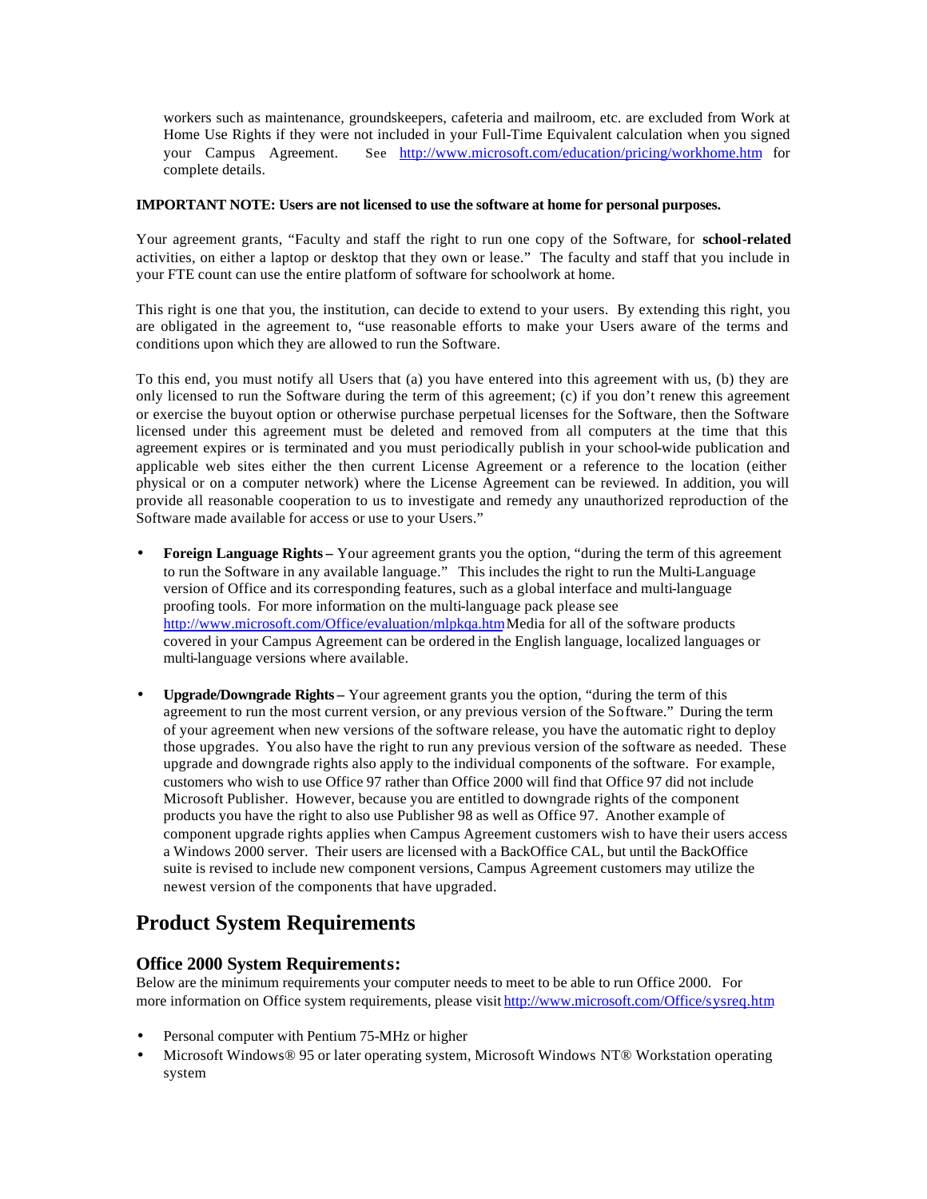workers such as maintenance, groundskeepers, cafeteria and mailroom, etc. are excluded from Work at Home Use Rights if they were not included in your Full-Time Equivalent calculation when you signed your Campus Agreement. See http://www.microsoft.com/education/pricing/workhome.htm for complete details.

**IMPORTANT NOTE: Users are not licensed to use the software at home for personal purposes.**

Your agreement grants, "Faculty and staff the right to run one copy of the Software, for **school-related** activities, on either a laptop or desktop that they own or lease." The faculty and staff that you include in your FTE count can use the entire platform of software for schoolwork at home.

This right is one that you, the institution, can decide to extend to your users. By extending this right, you are obligated in the agreement to, "use reasonable efforts to make your Users aware of the terms and conditions upon which they are allowed to run the Software.

To this end, you must notify all Users that (a) you have entered into this agreement with us, (b) they are only licensed to run the Software during the term of this agreement; (c) if you don't renew this agreement or exercise the buyout option or otherwise purchase perpetual licenses for the Software, then the Software licensed under this agreement must be deleted and removed from all computers at the time that this agreement expires or is terminated and you must periodically publish in your school-wide publication and applicable web sites either the then current License Agreement or a reference to the location (either physical or on a computer network) where the License Agreement can be reviewed. In addition, you will provide all reasonable cooperation to us to investigate and remedy any unauthorized reproduction of the Software made available for access or use to your Users."

- **Foreign Language Rights –** Your agreement grants you the option, "during the term of this agreement to run the Software in any available language." This includes the right to run the Multi-Language version of Office and its corresponding features, such as a global interface and multi-language proofing tools. For more information on the multi-language pack please see http://www.microsoft.com/Office/evaluation/mlpkqa.htm Media for all of the software products covered in your Campus Agreement can be ordered in the English language, localized languages or multi-language versions where available.

- **Upgrade/Downgrade Rights –** Your agreement grants you the option, "during the term of this agreement to run the most current version, or any previous version of the Software." During the term of your agreement when new versions of the software release, you have the automatic right to deploy those upgrades. You also have the right to run any previous version of the software as needed. These upgrade and downgrade rights also apply to the individual components of the software. For example, customers who wish to use Office 97 rather than Office 2000 will find that Office 97 did not include Microsoft Publisher. However, because you are entitled to downgrade rights of the component products you have the right to also use Publisher 98 as well as Office 97. Another example of component upgrade rights applies when Campus Agreement customers wish to have their users access a Windows 2000 server. Their users are licensed with a BackOffice CAL, but until the BackOffice suite is revised to include new component versions, Campus Agreement customers may utilize the newest version of the components that have upgraded.

# Product System Requirements

## Office 2000 System Requirements:

Below are the minimum requirements your computer needs to meet to be able to run Office 2000. For more information on Office system requirements, please visit http://www.microsoft.com/Office/sysreq.htm

- Personal computer with Pentium 75-MHz or higher
- Microsoft Windows® 95 or later operating system, Microsoft Windows NT® Workstation operating system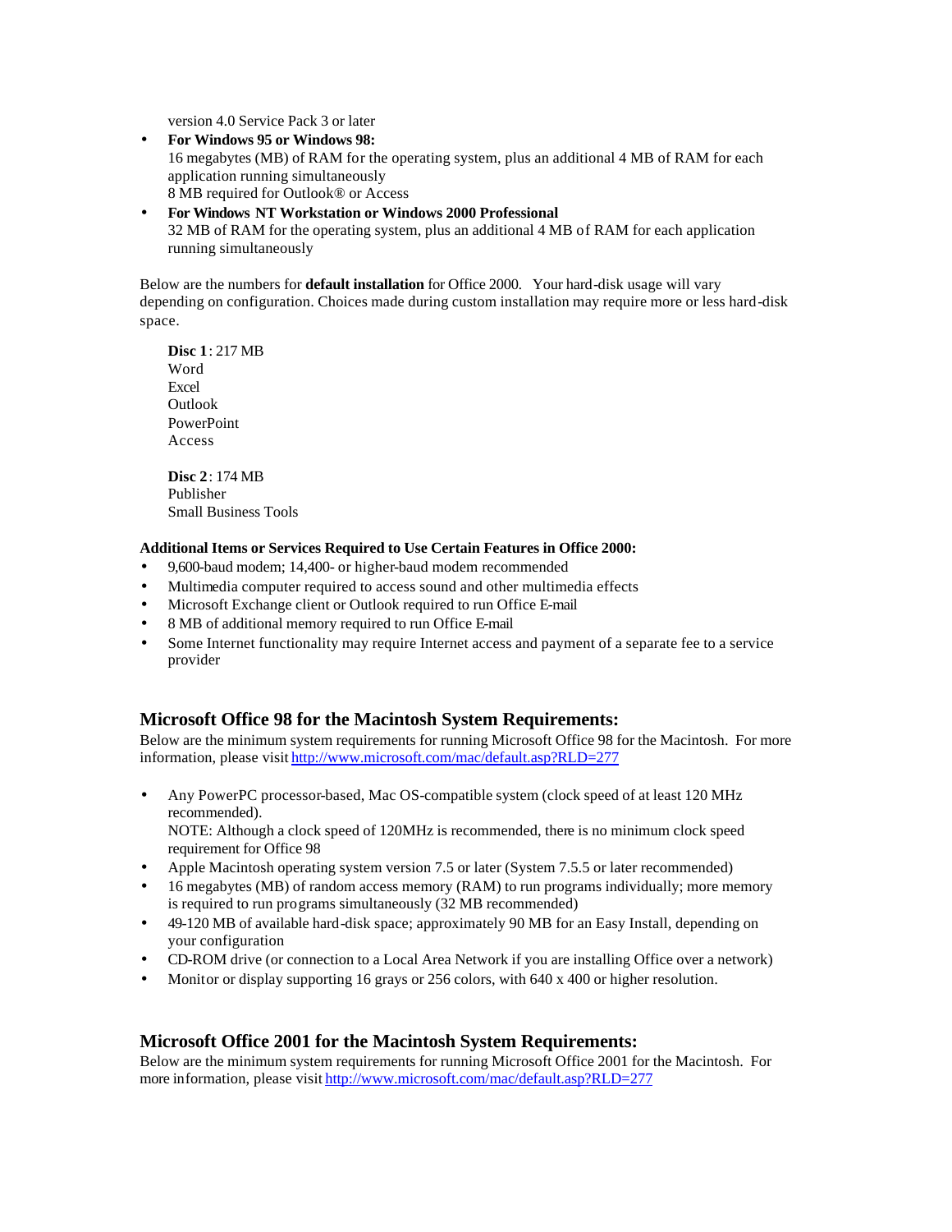version 4.0 Service Pack 3 or later

- **For Windows 95 or Windows 98:**
  16 megabytes (MB) of RAM for the operating system, plus an additional 4 MB of RAM for each application running simultaneously
  8 MB required for Outlook® or Access
- **For Windows NT Workstation or Windows 2000 Professional**
  32 MB of RAM for the operating system, plus an additional 4 MB of RAM for each application running simultaneously

Below are the numbers for **default installation** for Office 2000. Your hard-disk usage will vary depending on configuration. Choices made during custom installation may require more or less hard-disk space.

**Disc 1**: 217 MB
Word
Excel
Outlook
PowerPoint
Access

**Disc 2**: 174 MB
Publisher
Small Business Tools

**Additional Items or Services Required to Use Certain Features in Office 2000:**

- 9,600-baud modem; 14,400- or higher-baud modem recommended
- Multimedia computer required to access sound and other multimedia effects
- Microsoft Exchange client or Outlook required to run Office E-mail
- 8 MB of additional memory required to run Office E-mail
- Some Internet functionality may require Internet access and payment of a separate fee to a service provider

## Microsoft Office 98 for the Macintosh System Requirements:

Below are the minimum system requirements for running Microsoft Office 98 for the Macintosh. For more information, please visit http://www.microsoft.com/mac/default.asp?RLD=277

- Any PowerPC processor-based, Mac OS-compatible system (clock speed of at least 120 MHz recommended).
  NOTE: Although a clock speed of 120MHz is recommended, there is no minimum clock speed requirement for Office 98
- Apple Macintosh operating system version 7.5 or later (System 7.5.5 or later recommended)
- 16 megabytes (MB) of random access memory (RAM) to run programs individually; more memory is required to run programs simultaneously (32 MB recommended)
- 49-120 MB of available hard-disk space; approximately 90 MB for an Easy Install, depending on your configuration
- CD-ROM drive (or connection to a Local Area Network if you are installing Office over a network)
- Monitor or display supporting 16 grays or 256 colors, with 640 x 400 or higher resolution.

## Microsoft Office 2001 for the Macintosh System Requirements:

Below are the minimum system requirements for running Microsoft Office 2001 for the Macintosh. For more information, please visit http://www.microsoft.com/mac/default.asp?RLD=277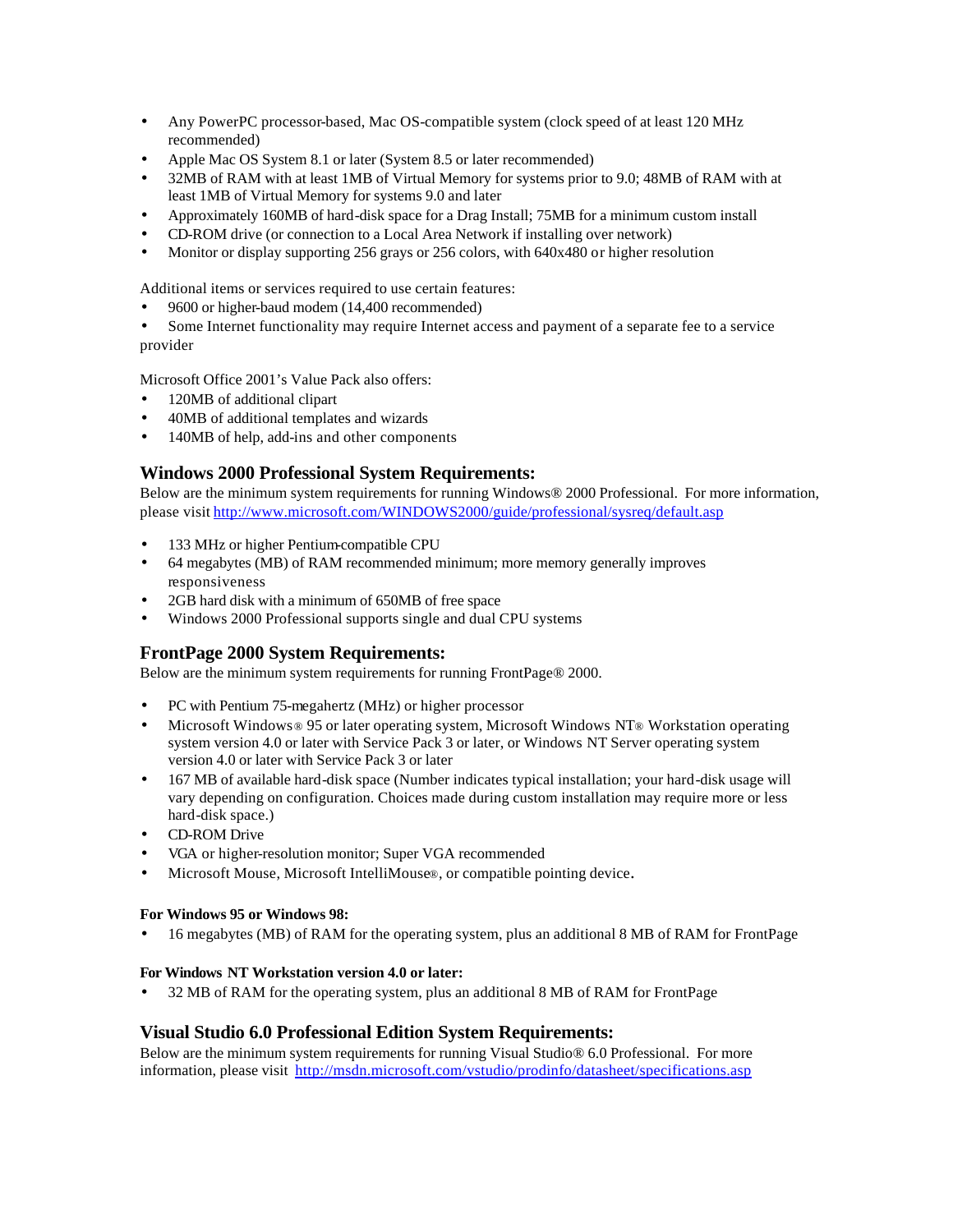- Any PowerPC processor-based, Mac OS-compatible system (clock speed of at least 120 MHz recommended)
- Apple Mac OS System 8.1 or later (System 8.5 or later recommended)
- 32MB of RAM with at least 1MB of Virtual Memory for systems prior to 9.0; 48MB of RAM with at least 1MB of Virtual Memory for systems 9.0 and later
- Approximately 160MB of hard-disk space for a Drag Install; 75MB for a minimum custom install
- CD-ROM drive (or connection to a Local Area Network if installing over network)
- Monitor or display supporting 256 grays or 256 colors, with 640x480 or higher resolution

Additional items or services required to use certain features:

- 9600 or higher-baud modem (14,400 recommended)
- Some Internet functionality may require Internet access and payment of a separate fee to a service provider

Microsoft Office 2001's Value Pack also offers:

- 120MB of additional clipart
- 40MB of additional templates and wizards
- 140MB of help, add-ins and other components

## Windows 2000 Professional System Requirements:

Below are the minimum system requirements for running Windows® 2000 Professional. For more information, please visit http://www.microsoft.com/WINDOWS2000/guide/professional/sysreq/default.asp

- 133 MHz or higher Pentium-compatible CPU
- 64 megabytes (MB) of RAM recommended minimum; more memory generally improves responsiveness
- 2GB hard disk with a minimum of 650MB of free space
- Windows 2000 Professional supports single and dual CPU systems

## FrontPage 2000 System Requirements:

Below are the minimum system requirements for running FrontPage® 2000.

- PC with Pentium 75-megahertz (MHz) or higher processor
- Microsoft Windows® 95 or later operating system, Microsoft Windows NT® Workstation operating system version 4.0 or later with Service Pack 3 or later, or Windows NT Server operating system version 4.0 or later with Service Pack 3 or later
- 167 MB of available hard-disk space (Number indicates typical installation; your hard-disk usage will vary depending on configuration. Choices made during custom installation may require more or less hard-disk space.)
- CD-ROM Drive
- VGA or higher-resolution monitor; Super VGA recommended
- Microsoft Mouse, Microsoft IntelliMouse®, or compatible pointing device.

**For Windows 95 or Windows 98:**

- 16 megabytes (MB) of RAM for the operating system, plus an additional 8 MB of RAM for FrontPage

**For Windows NT Workstation version 4.0 or later:**

- 32 MB of RAM for the operating system, plus an additional 8 MB of RAM for FrontPage

## Visual Studio 6.0 Professional Edition System Requirements:

Below are the minimum system requirements for running Visual Studio® 6.0 Professional. For more information, please visit http://msdn.microsoft.com/vstudio/prodinfo/datasheet/specifications.asp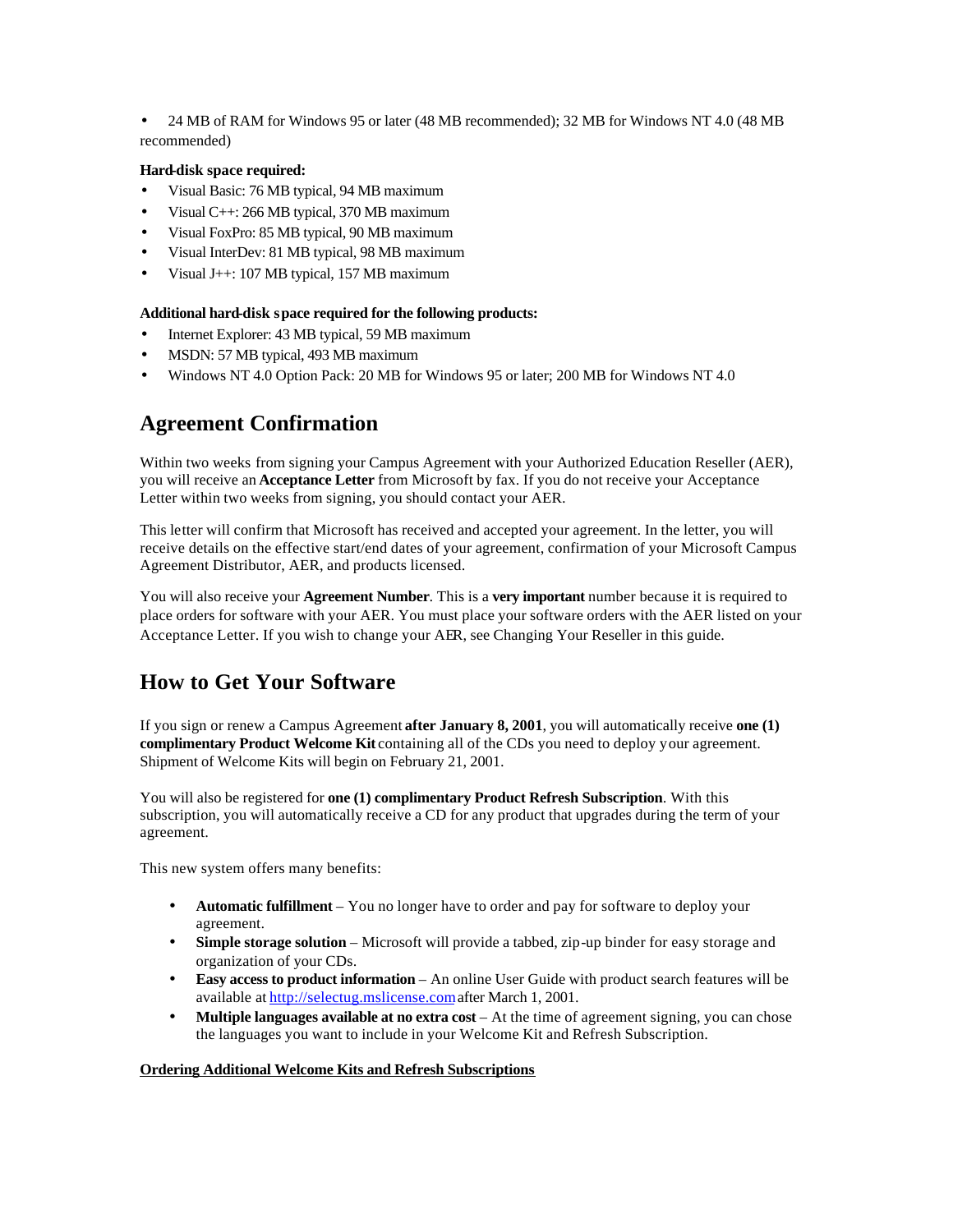- 24 MB of RAM for Windows 95 or later (48 MB recommended); 32 MB for Windows NT 4.0 (48 MB recommended)

**Hard-disk space required:**

- Visual Basic: 76 MB typical, 94 MB maximum
- Visual C++: 266 MB typical, 370 MB maximum
- Visual FoxPro: 85 MB typical, 90 MB maximum
- Visual InterDev: 81 MB typical, 98 MB maximum
- Visual J++: 107 MB typical, 157 MB maximum

**Additional hard-disk space required for the following products:**

- Internet Explorer: 43 MB typical, 59 MB maximum
- MSDN: 57 MB typical, 493 MB maximum
- Windows NT 4.0 Option Pack: 20 MB for Windows 95 or later; 200 MB for Windows NT 4.0

## Agreement Confirmation

Within two weeks from signing your Campus Agreement with your Authorized Education Reseller (AER), you will receive an **Acceptance Letter** from Microsoft by fax. If you do not receive your Acceptance Letter within two weeks from signing, you should contact your AER.

This letter will confirm that Microsoft has received and accepted your agreement. In the letter, you will receive details on the effective start/end dates of your agreement, confirmation of your Microsoft Campus Agreement Distributor, AER, and products licensed.

You will also receive your **Agreement Number**. This is a **very important** number because it is required to place orders for software with your AER. You must place your software orders with the AER listed on your Acceptance Letter. If you wish to change your AER, see Changing Your Reseller in this guide.

## How to Get Your Software

If you sign or renew a Campus Agreement **after January 8, 2001**, you will automatically receive **one (1) complimentary Product Welcome Kit** containing all of the CDs you need to deploy your agreement. Shipment of Welcome Kits will begin on February 21, 2001.

You will also be registered for **one (1) complimentary Product Refresh Subscription**. With this subscription, you will automatically receive a CD for any product that upgrades during the term of your agreement.

This new system offers many benefits:

- **Automatic fulfillment** – You no longer have to order and pay for software to deploy your agreement.
- **Simple storage solution** – Microsoft will provide a tabbed, zip-up binder for easy storage and organization of your CDs.
- **Easy access to product information** – An online User Guide with product search features will be available at http://selectug.mslicense.com after March 1, 2001.
- **Multiple languages available at no extra cost** – At the time of agreement signing, you can chose the languages you want to include in your Welcome Kit and Refresh Subscription.

**Ordering Additional Welcome Kits and Refresh Subscriptions**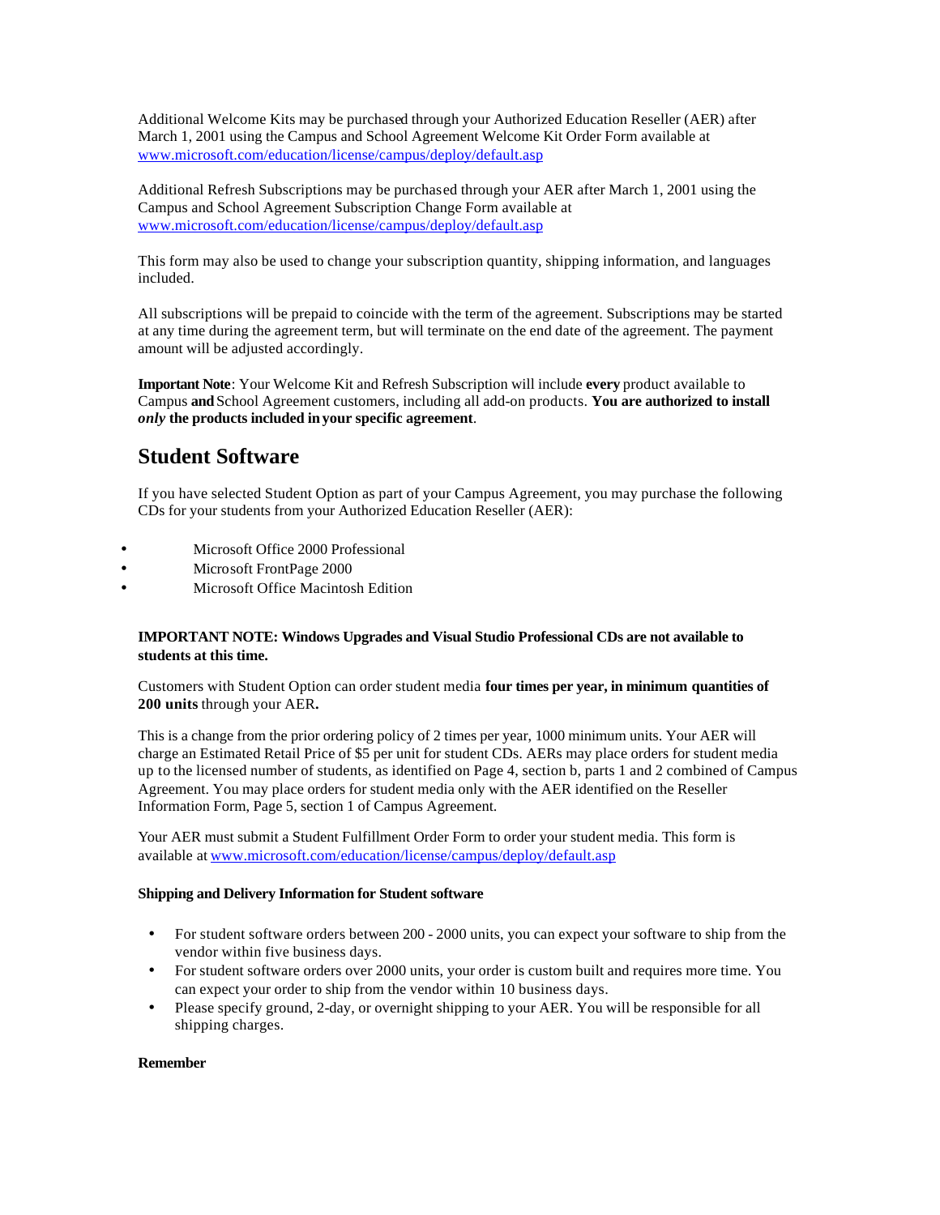Additional Welcome Kits may be purchased through your Authorized Education Reseller (AER) after March 1, 2001 using the Campus and School Agreement Welcome Kit Order Form available at www.microsoft.com/education/license/campus/deploy/default.asp

Additional Refresh Subscriptions may be purchased through your AER after March 1, 2001 using the Campus and School Agreement Subscription Change Form available at www.microsoft.com/education/license/campus/deploy/default.asp

This form may also be used to change your subscription quantity, shipping information, and languages included.

All subscriptions will be prepaid to coincide with the term of the agreement. Subscriptions may be started at any time during the agreement term, but will terminate on the end date of the agreement. The payment amount will be adjusted accordingly.

**Important Note**: Your Welcome Kit and Refresh Subscription will include **every** product available to Campus **and** School Agreement customers, including all add-on products. **You are authorized to install *only* the products included in your specific agreement**.

## Student Software

If you have selected Student Option as part of your Campus Agreement, you may purchase the following CDs for your students from your Authorized Education Reseller (AER):

- Microsoft Office 2000 Professional
- Microsoft FrontPage 2000
- Microsoft Office Macintosh Edition

**IMPORTANT NOTE: Windows Upgrades and Visual Studio Professional CDs are not available to students at this time.**

Customers with Student Option can order student media **four times per year, in minimum quantities of 200 units** through your AER**.**

This is a change from the prior ordering policy of 2 times per year, 1000 minimum units. Your AER will charge an Estimated Retail Price of $5 per unit for student CDs. AERs may place orders for student media up to the licensed number of students, as identified on Page 4, section b, parts 1 and 2 combined of Campus Agreement. You may place orders for student media only with the AER identified on the Reseller Information Form, Page 5, section 1 of Campus Agreement.

Your AER must submit a Student Fulfillment Order Form to order your student media. This form is available at www.microsoft.com/education/license/campus/deploy/default.asp

**Shipping and Delivery Information for Student software**

- For student software orders between 200 - 2000 units, you can expect your software to ship from the vendor within five business days.
- For student software orders over 2000 units, your order is custom built and requires more time. You can expect your order to ship from the vendor within 10 business days.
- Please specify ground, 2-day, or overnight shipping to your AER. You will be responsible for all shipping charges.

**Remember**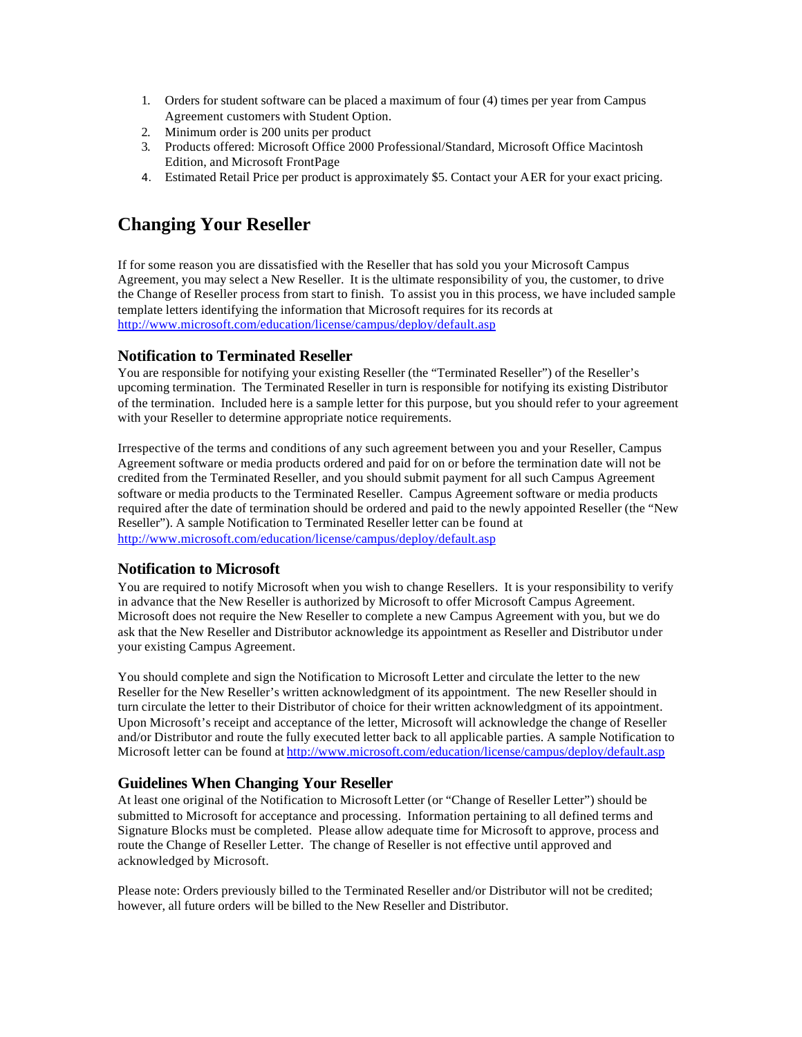1. Orders for student software can be placed a maximum of four (4) times per year from Campus Agreement customers with Student Option.
2. Minimum order is 200 units per product
3. Products offered: Microsoft Office 2000 Professional/Standard, Microsoft Office Macintosh Edition, and Microsoft FrontPage
4. Estimated Retail Price per product is approximately $5. Contact your AER for your exact pricing.

## Changing Your Reseller

If for some reason you are dissatisfied with the Reseller that has sold you your Microsoft Campus Agreement, you may select a New Reseller. It is the ultimate responsibility of you, the customer, to drive the Change of Reseller process from start to finish. To assist you in this process, we have included sample template letters identifying the information that Microsoft requires for its records at http://www.microsoft.com/education/license/campus/deploy/default.asp

### Notification to Terminated Reseller

You are responsible for notifying your existing Reseller (the "Terminated Reseller") of the Reseller's upcoming termination. The Terminated Reseller in turn is responsible for notifying its existing Distributor of the termination. Included here is a sample letter for this purpose, but you should refer to your agreement with your Reseller to determine appropriate notice requirements.

Irrespective of the terms and conditions of any such agreement between you and your Reseller, Campus Agreement software or media products ordered and paid for on or before the termination date will not be credited from the Terminated Reseller, and you should submit payment for all such Campus Agreement software or media products to the Terminated Reseller. Campus Agreement software or media products required after the date of termination should be ordered and paid to the newly appointed Reseller (the "New Reseller"). A sample Notification to Terminated Reseller letter can be found at http://www.microsoft.com/education/license/campus/deploy/default.asp

### Notification to Microsoft

You are required to notify Microsoft when you wish to change Resellers. It is your responsibility to verify in advance that the New Reseller is authorized by Microsoft to offer Microsoft Campus Agreement. Microsoft does not require the New Reseller to complete a new Campus Agreement with you, but we do ask that the New Reseller and Distributor acknowledge its appointment as Reseller and Distributor under your existing Campus Agreement.

You should complete and sign the Notification to Microsoft Letter and circulate the letter to the new Reseller for the New Reseller's written acknowledgment of its appointment. The new Reseller should in turn circulate the letter to their Distributor of choice for their written acknowledgment of its appointment. Upon Microsoft's receipt and acceptance of the letter, Microsoft will acknowledge the change of Reseller and/or Distributor and route the fully executed letter back to all applicable parties. A sample Notification to Microsoft letter can be found at http://www.microsoft.com/education/license/campus/deploy/default.asp

### Guidelines When Changing Your Reseller

At least one original of the Notification to Microsoft Letter (or "Change of Reseller Letter") should be submitted to Microsoft for acceptance and processing. Information pertaining to all defined terms and Signature Blocks must be completed. Please allow adequate time for Microsoft to approve, process and route the Change of Reseller Letter. The change of Reseller is not effective until approved and acknowledged by Microsoft.

Please note: Orders previously billed to the Terminated Reseller and/or Distributor will not be credited; however, all future orders will be billed to the New Reseller and Distributor.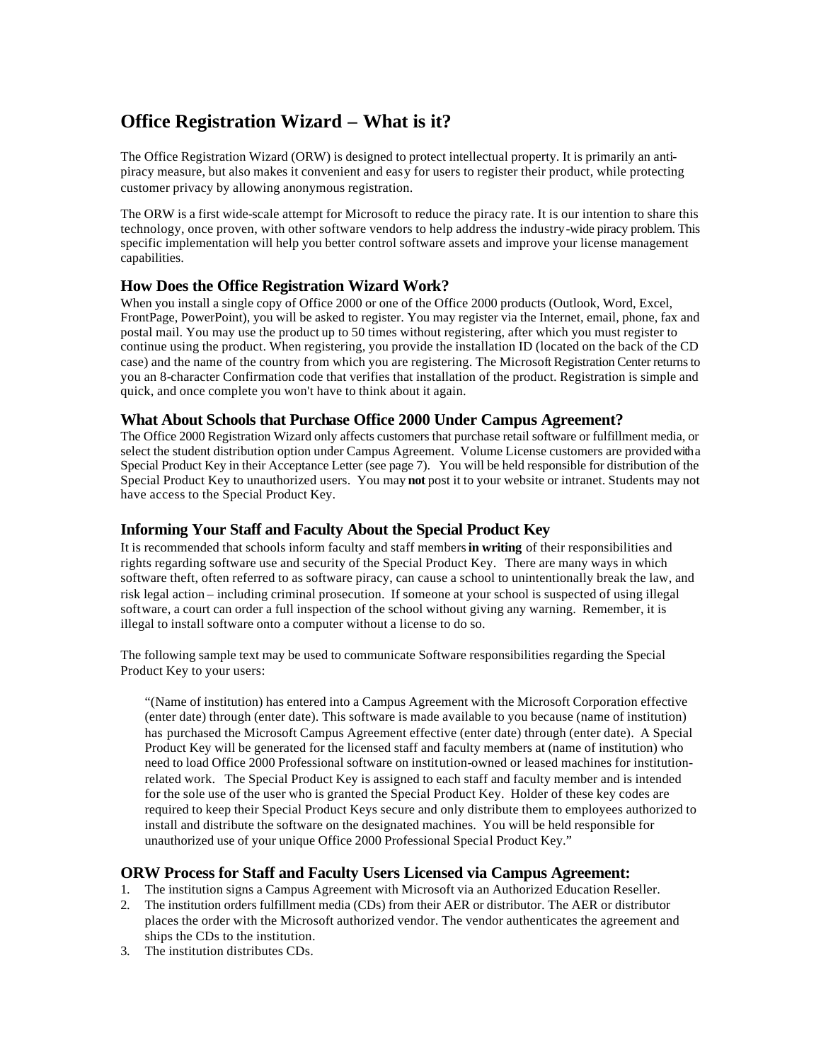# Office Registration Wizard – What is it?

The Office Registration Wizard (ORW) is designed to protect intellectual property. It is primarily an anti-piracy measure, but also makes it convenient and easy for users to register their product, while protecting customer privacy by allowing anonymous registration.

The ORW is a first wide-scale attempt for Microsoft to reduce the piracy rate. It is our intention to share this technology, once proven, with other software vendors to help address the industry-wide piracy problem. This specific implementation will help you better control software assets and improve your license management capabilities.

## How Does the Office Registration Wizard Work?

When you install a single copy of Office 2000 or one of the Office 2000 products (Outlook, Word, Excel, FrontPage, PowerPoint), you will be asked to register. You may register via the Internet, email, phone, fax and postal mail. You may use the product up to 50 times without registering, after which you must register to continue using the product. When registering, you provide the installation ID (located on the back of the CD case) and the name of the country from which you are registering. The Microsoft Registration Center returns to you an 8-character Confirmation code that verifies that installation of the product. Registration is simple and quick, and once complete you won't have to think about it again.

## What About Schools that Purchase Office 2000 Under Campus Agreement?

The Office 2000 Registration Wizard only affects customers that purchase retail software or fulfillment media, or select the student distribution option under Campus Agreement. Volume License customers are provided with a Special Product Key in their Acceptance Letter (see page 7). You will be held responsible for distribution of the Special Product Key to unauthorized users. You may **not** post it to your website or intranet. Students may not have access to the Special Product Key.

## Informing Your Staff and Faculty About the Special Product Key

It is recommended that schools inform faculty and staff members **in writing** of their responsibilities and rights regarding software use and security of the Special Product Key. There are many ways in which software theft, often referred to as software piracy, can cause a school to unintentionally break the law, and risk legal action – including criminal prosecution. If someone at your school is suspected of using illegal software, a court can order a full inspection of the school without giving any warning. Remember, it is illegal to install software onto a computer without a license to do so.

The following sample text may be used to communicate Software responsibilities regarding the Special Product Key to your users:

> "(Name of institution) has entered into a Campus Agreement with the Microsoft Corporation effective (enter date) through (enter date). This software is made available to you because (name of institution) has purchased the Microsoft Campus Agreement effective (enter date) through (enter date). A Special Product Key will be generated for the licensed staff and faculty members at (name of institution) who need to load Office 2000 Professional software on institution-owned or leased machines for institution-related work. The Special Product Key is assigned to each staff and faculty member and is intended for the sole use of the user who is granted the Special Product Key. Holder of these key codes are required to keep their Special Product Keys secure and only distribute them to employees authorized to install and distribute the software on the designated machines. You will be held responsible for unauthorized use of your unique Office 2000 Professional Special Product Key."

## ORW Process for Staff and Faculty Users Licensed via Campus Agreement:

1. The institution signs a Campus Agreement with Microsoft via an Authorized Education Reseller.
2. The institution orders fulfillment media (CDs) from their AER or distributor. The AER or distributor places the order with the Microsoft authorized vendor. The vendor authenticates the agreement and ships the CDs to the institution.
3. The institution distributes CDs.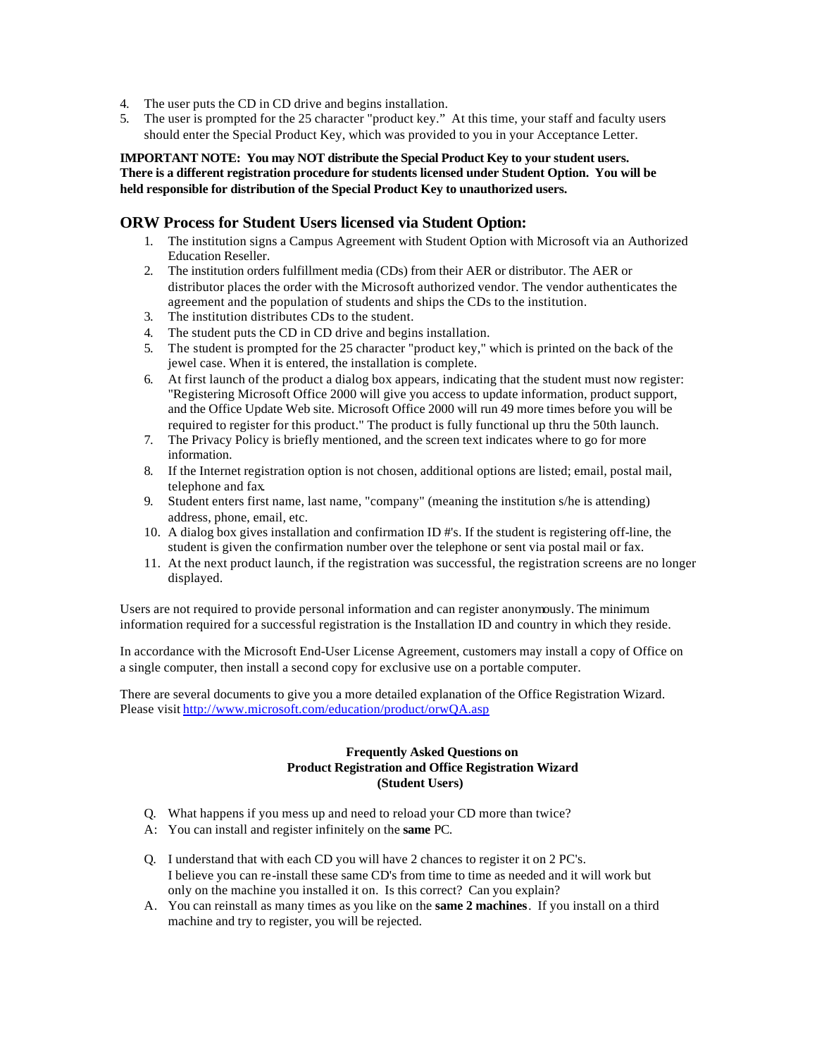4. The user puts the CD in CD drive and begins installation.
5. The user is prompted for the 25 character "product key." At this time, your staff and faculty users should enter the Special Product Key, which was provided to you in your Acceptance Letter.

**IMPORTANT NOTE: You may NOT distribute the Special Product Key to your student users. There is a different registration procedure for students licensed under Student Option. You will be held responsible for distribution of the Special Product Key to unauthorized users.**

## ORW Process for Student Users licensed via Student Option:

1. The institution signs a Campus Agreement with Student Option with Microsoft via an Authorized Education Reseller.
2. The institution orders fulfillment media (CDs) from their AER or distributor. The AER or distributor places the order with the Microsoft authorized vendor. The vendor authenticates the agreement and the population of students and ships the CDs to the institution.
3. The institution distributes CDs to the student.
4. The student puts the CD in CD drive and begins installation.
5. The student is prompted for the 25 character "product key," which is printed on the back of the jewel case. When it is entered, the installation is complete.
6. At first launch of the product a dialog box appears, indicating that the student must now register: "Registering Microsoft Office 2000 will give you access to update information, product support, and the Office Update Web site. Microsoft Office 2000 will run 49 more times before you will be required to register for this product." The product is fully functional up thru the 50th launch.
7. The Privacy Policy is briefly mentioned, and the screen text indicates where to go for more information.
8. If the Internet registration option is not chosen, additional options are listed; email, postal mail, telephone and fax.
9. Student enters first name, last name, "company" (meaning the institution s/he is attending) address, phone, email, etc.
10. A dialog box gives installation and confirmation ID #'s. If the student is registering off-line, the student is given the confirmation number over the telephone or sent via postal mail or fax.
11. At the next product launch, if the registration was successful, the registration screens are no longer displayed.

Users are not required to provide personal information and can register anonymously. The minimum information required for a successful registration is the Installation ID and country in which they reside.

In accordance with the Microsoft End-User License Agreement, customers may install a copy of Office on a single computer, then install a second copy for exclusive use on a portable computer.

There are several documents to give you a more detailed explanation of the Office Registration Wizard. Please visit http://www.microsoft.com/education/product/orwQA.asp

**Frequently Asked Questions on Product Registration and Office Registration Wizard (Student Users)**

Q. What happens if you mess up and need to reload your CD more than twice?
A: You can install and register infinitely on the **same** PC.

Q. I understand that with each CD you will have 2 chances to register it on 2 PC's. I believe you can re-install these same CD's from time to time as needed and it will work but only on the machine you installed it on. Is this correct? Can you explain?
A. You can reinstall as many times as you like on the **same 2 machines**. If you install on a third machine and try to register, you will be rejected.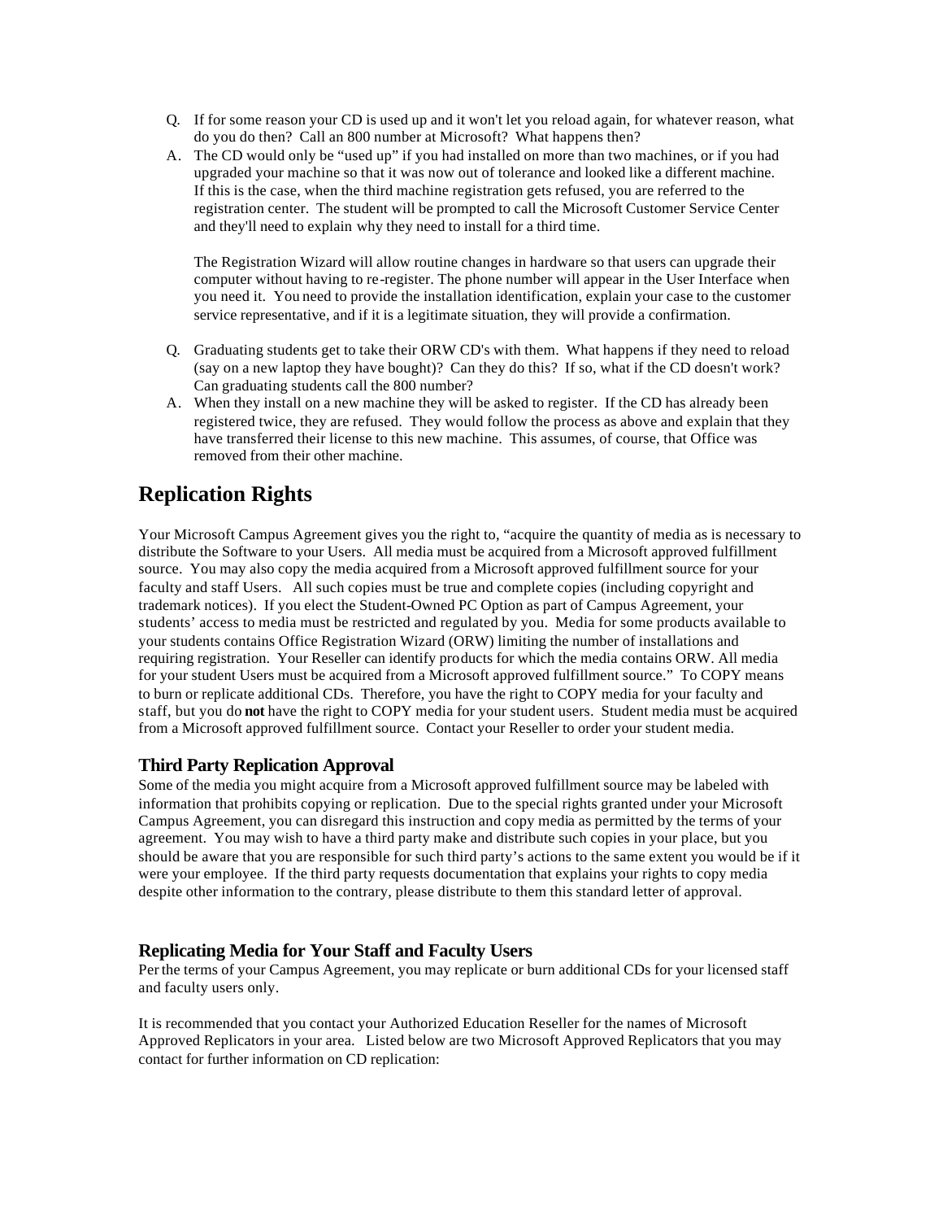Q. If for some reason your CD is used up and it won't let you reload again, for whatever reason, what do you do then? Call an 800 number at Microsoft? What happens then?

A. The CD would only be "used up" if you had installed on more than two machines, or if you had upgraded your machine so that it was now out of tolerance and looked like a different machine. If this is the case, when the third machine registration gets refused, you are referred to the registration center. The student will be prompted to call the Microsoft Customer Service Center and they'll need to explain why they need to install for a third time.

The Registration Wizard will allow routine changes in hardware so that users can upgrade their computer without having to re-register. The phone number will appear in the User Interface when you need it. You need to provide the installation identification, explain your case to the customer service representative, and if it is a legitimate situation, they will provide a confirmation.

Q. Graduating students get to take their ORW CD's with them. What happens if they need to reload (say on a new laptop they have bought)? Can they do this? If so, what if the CD doesn't work? Can graduating students call the 800 number?

A. When they install on a new machine they will be asked to register. If the CD has already been registered twice, they are refused. They would follow the process as above and explain that they have transferred their license to this new machine. This assumes, of course, that Office was removed from their other machine.

## Replication Rights

Your Microsoft Campus Agreement gives you the right to, "acquire the quantity of media as is necessary to distribute the Software to your Users. All media must be acquired from a Microsoft approved fulfillment source. You may also copy the media acquired from a Microsoft approved fulfillment source for your faculty and staff Users. All such copies must be true and complete copies (including copyright and trademark notices). If you elect the Student-Owned PC Option as part of Campus Agreement, your students' access to media must be restricted and regulated by you. Media for some products available to your students contains Office Registration Wizard (ORW) limiting the number of installations and requiring registration. Your Reseller can identify products for which the media contains ORW. All media for your student Users must be acquired from a Microsoft approved fulfillment source." To COPY means to burn or replicate additional CDs. Therefore, you have the right to COPY media for your faculty and staff, but you do **not** have the right to COPY media for your student users. Student media must be acquired from a Microsoft approved fulfillment source. Contact your Reseller to order your student media.

### Third Party Replication Approval

Some of the media you might acquire from a Microsoft approved fulfillment source may be labeled with information that prohibits copying or replication. Due to the special rights granted under your Microsoft Campus Agreement, you can disregard this instruction and copy media as permitted by the terms of your agreement. You may wish to have a third party make and distribute such copies in your place, but you should be aware that you are responsible for such third party's actions to the same extent you would be if it were your employee. If the third party requests documentation that explains your rights to copy media despite other information to the contrary, please distribute to them this standard letter of approval.

### Replicating Media for Your Staff and Faculty Users

Per the terms of your Campus Agreement, you may replicate or burn additional CDs for your licensed staff and faculty users only.

It is recommended that you contact your Authorized Education Reseller for the names of Microsoft Approved Replicators in your area. Listed below are two Microsoft Approved Replicators that you may contact for further information on CD replication: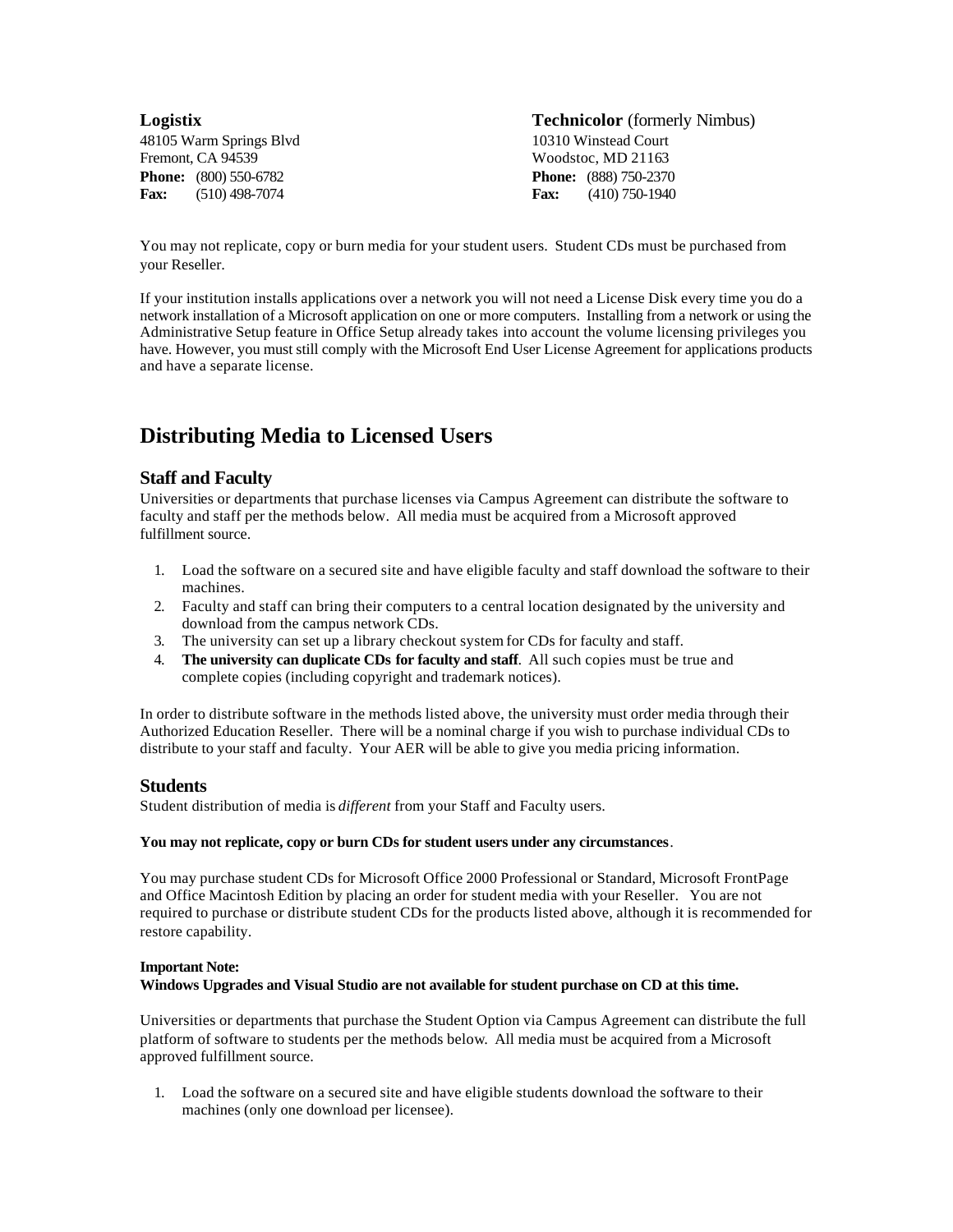**Logistix**
48105 Warm Springs Blvd
Fremont, CA 94539
**Phone:** (800) 550-6782
**Fax:** (510) 498-7074

**Technicolor** (formerly Nimbus)
10310 Winstead Court
Woodstoc, MD 21163
**Phone:** (888) 750-2370
**Fax:** (410) 750-1940

You may not replicate, copy or burn media for your student users. Student CDs must be purchased from your Reseller.

If your institution installs applications over a network you will not need a License Disk every time you do a network installation of a Microsoft application on one or more computers. Installing from a network or using the Administrative Setup feature in Office Setup already takes into account the volume licensing privileges you have. However, you must still comply with the Microsoft End User License Agreement for applications products and have a separate license.

## Distributing Media to Licensed Users

### Staff and Faculty

Universities or departments that purchase licenses via Campus Agreement can distribute the software to faculty and staff per the methods below. All media must be acquired from a Microsoft approved fulfillment source.

1. Load the software on a secured site and have eligible faculty and staff download the software to their machines.
2. Faculty and staff can bring their computers to a central location designated by the university and download from the campus network CDs.
3. The university can set up a library checkout system for CDs for faculty and staff.
4. **The university can duplicate CDs for faculty and staff**. All such copies must be true and complete copies (including copyright and trademark notices).

In order to distribute software in the methods listed above, the university must order media through their Authorized Education Reseller. There will be a nominal charge if you wish to purchase individual CDs to distribute to your staff and faculty. Your AER will be able to give you media pricing information.

### Students

Student distribution of media is *different* from your Staff and Faculty users.

**You may not replicate, copy or burn CDs for student users under any circumstances**.

You may purchase student CDs for Microsoft Office 2000 Professional or Standard, Microsoft FrontPage and Office Macintosh Edition by placing an order for student media with your Reseller. You are not required to purchase or distribute student CDs for the products listed above, although it is recommended for restore capability.

**Important Note:**
**Windows Upgrades and Visual Studio are not available for student purchase on CD at this time.**

Universities or departments that purchase the Student Option via Campus Agreement can distribute the full platform of software to students per the methods below. All media must be acquired from a Microsoft approved fulfillment source.

1. Load the software on a secured site and have eligible students download the software to their machines (only one download per licensee).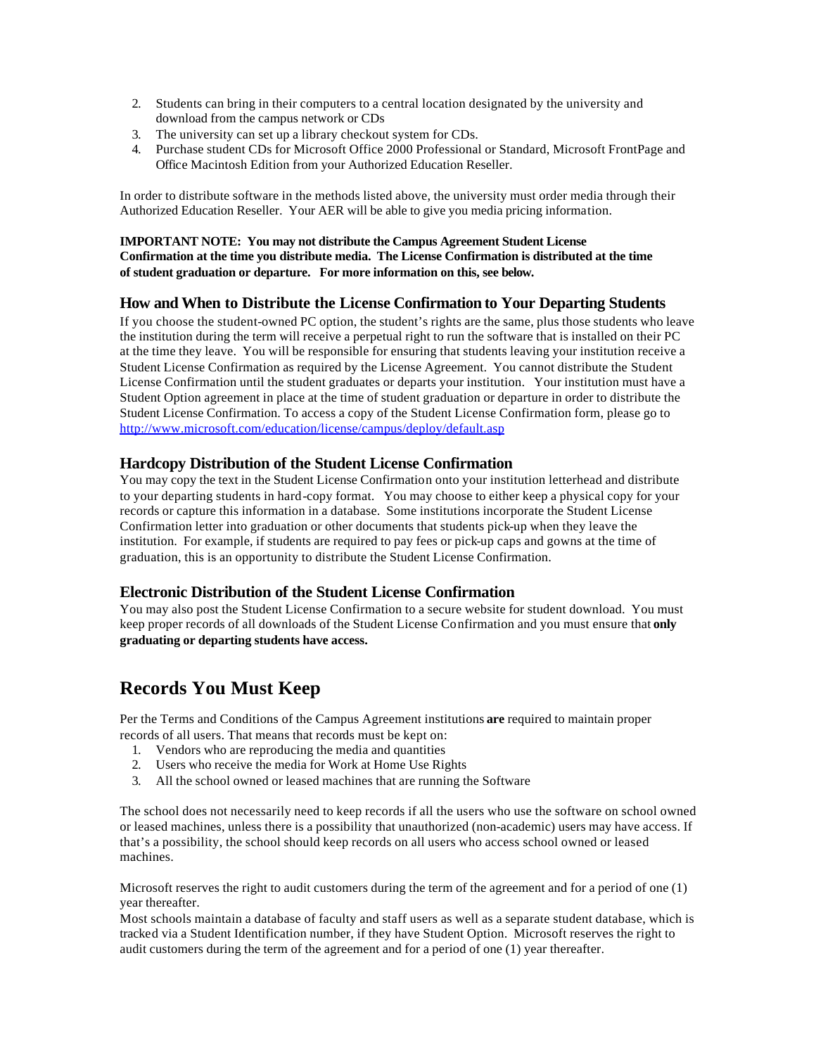2. Students can bring in their computers to a central location designated by the university and download from the campus network or CDs
3. The university can set up a library checkout system for CDs.
4. Purchase student CDs for Microsoft Office 2000 Professional or Standard, Microsoft FrontPage and Office Macintosh Edition from your Authorized Education Reseller.

In order to distribute software in the methods listed above, the university must order media through their Authorized Education Reseller. Your AER will be able to give you media pricing information.

**IMPORTANT NOTE: You may not distribute the Campus Agreement Student License Confirmation at the time you distribute media. The License Confirmation is distributed at the time of student graduation or departure. For more information on this, see below.**

### How and When to Distribute the License Confirmation to Your Departing Students

If you choose the student-owned PC option, the student's rights are the same, plus those students who leave the institution during the term will receive a perpetual right to run the software that is installed on their PC at the time they leave. You will be responsible for ensuring that students leaving your institution receive a Student License Confirmation as required by the License Agreement. You cannot distribute the Student License Confirmation until the student graduates or departs your institution. Your institution must have a Student Option agreement in place at the time of student graduation or departure in order to distribute the Student License Confirmation. To access a copy of the Student License Confirmation form, please go to http://www.microsoft.com/education/license/campus/deploy/default.asp

### Hardcopy Distribution of the Student License Confirmation

You may copy the text in the Student License Confirmation onto your institution letterhead and distribute to your departing students in hard-copy format. You may choose to either keep a physical copy for your records or capture this information in a database. Some institutions incorporate the Student License Confirmation letter into graduation or other documents that students pick-up when they leave the institution. For example, if students are required to pay fees or pick-up caps and gowns at the time of graduation, this is an opportunity to distribute the Student License Confirmation.

### Electronic Distribution of the Student License Confirmation

You may also post the Student License Confirmation to a secure website for student download. You must keep proper records of all downloads of the Student License Confirmation and you must ensure that **only graduating or departing students have access.**

## Records You Must Keep

Per the Terms and Conditions of the Campus Agreement institutions **are** required to maintain proper records of all users. That means that records must be kept on:

1. Vendors who are reproducing the media and quantities
2. Users who receive the media for Work at Home Use Rights
3. All the school owned or leased machines that are running the Software

The school does not necessarily need to keep records if all the users who use the software on school owned or leased machines, unless there is a possibility that unauthorized (non-academic) users may have access. If that's a possibility, the school should keep records on all users who access school owned or leased machines.

Microsoft reserves the right to audit customers during the term of the agreement and for a period of one (1) year thereafter.
Most schools maintain a database of faculty and staff users as well as a separate student database, which is tracked via a Student Identification number, if they have Student Option. Microsoft reserves the right to audit customers during the term of the agreement and for a period of one (1) year thereafter.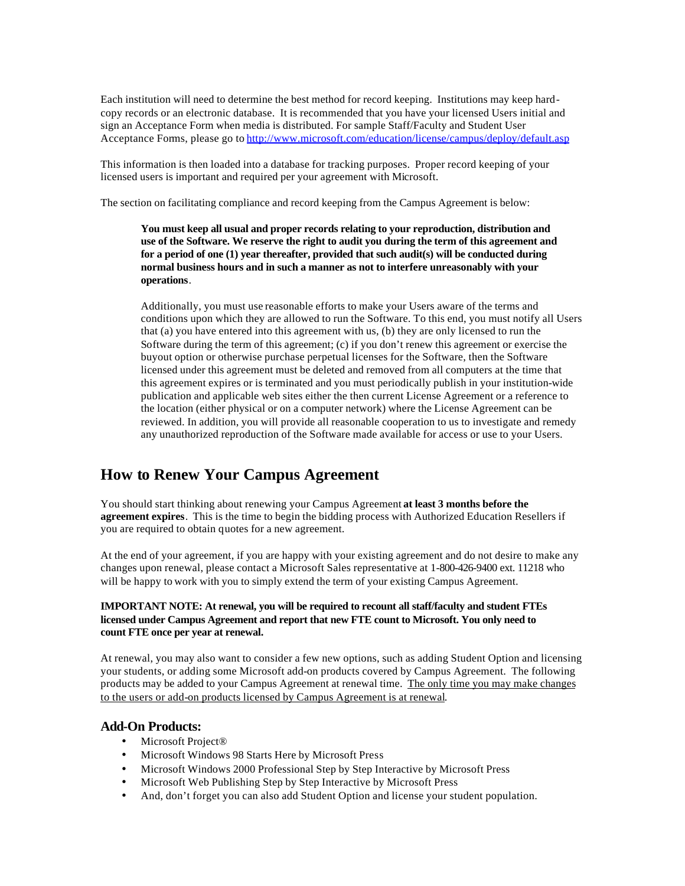Each institution will need to determine the best method for record keeping. Institutions may keep hard-copy records or an electronic database. It is recommended that you have your licensed Users initial and sign an Acceptance Form when media is distributed. For sample Staff/Faculty and Student User Acceptance Forms, please go to http://www.microsoft.com/education/license/campus/deploy/default.asp

This information is then loaded into a database for tracking purposes. Proper record keeping of your licensed users is important and required per your agreement with Microsoft.

The section on facilitating compliance and record keeping from the Campus Agreement is below:

> **You must keep all usual and proper records relating to your reproduction, distribution and use of the Software. We reserve the right to audit you during the term of this agreement and for a period of one (1) year thereafter, provided that such audit(s) will be conducted during normal business hours and in such a manner as not to interfere unreasonably with your operations**.
>
> Additionally, you must use reasonable efforts to make your Users aware of the terms and conditions upon which they are allowed to run the Software. To this end, you must notify all Users that (a) you have entered into this agreement with us, (b) they are only licensed to run the Software during the term of this agreement; (c) if you don't renew this agreement or exercise the buyout option or otherwise purchase perpetual licenses for the Software, then the Software licensed under this agreement must be deleted and removed from all computers at the time that this agreement expires or is terminated and you must periodically publish in your institution-wide publication and applicable web sites either the then current License Agreement or a reference to the location (either physical or on a computer network) where the License Agreement can be reviewed. In addition, you will provide all reasonable cooperation to us to investigate and remedy any unauthorized reproduction of the Software made available for access or use to your Users.

## How to Renew Your Campus Agreement

You should start thinking about renewing your Campus Agreement **at least 3 months before the agreement expires**. This is the time to begin the bidding process with Authorized Education Resellers if you are required to obtain quotes for a new agreement.

At the end of your agreement, if you are happy with your existing agreement and do not desire to make any changes upon renewal, please contact a Microsoft Sales representative at 1-800-426-9400 ext. 11218 who will be happy to work with you to simply extend the term of your existing Campus Agreement.

**IMPORTANT NOTE: At renewal, you will be required to recount all staff/faculty and student FTEs licensed under Campus Agreement and report that new FTE count to Microsoft. You only need to count FTE once per year at renewal.**

At renewal, you may also want to consider a few new options, such as adding Student Option and licensing your students, or adding some Microsoft add-on products covered by Campus Agreement. The following products may be added to your Campus Agreement at renewal time. <u>The only time you may make changes to the users or add-on products licensed by Campus Agreement is at renewal</u>.

### Add-On Products:

- Microsoft Project®
- Microsoft Windows 98 Starts Here by Microsoft Press
- Microsoft Windows 2000 Professional Step by Step Interactive by Microsoft Press
- Microsoft Web Publishing Step by Step Interactive by Microsoft Press
- And, don't forget you can also add Student Option and license your student population.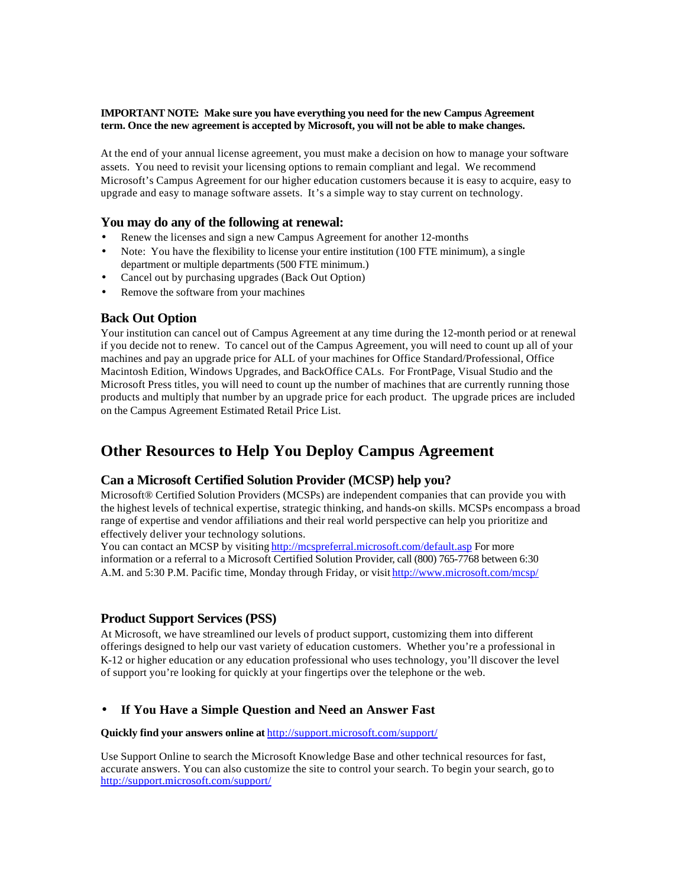**IMPORTANT NOTE: Make sure you have everything you need for the new Campus Agreement term. Once the new agreement is accepted by Microsoft, you will not be able to make changes.**

At the end of your annual license agreement, you must make a decision on how to manage your software assets. You need to revisit your licensing options to remain compliant and legal. We recommend Microsoft's Campus Agreement for our higher education customers because it is easy to acquire, easy to upgrade and easy to manage software assets. It's a simple way to stay current on technology.

### You may do any of the following at renewal:

- Renew the licenses and sign a new Campus Agreement for another 12-months
- Note: You have the flexibility to license your entire institution (100 FTE minimum), a single department or multiple departments (500 FTE minimum.)
- Cancel out by purchasing upgrades (Back Out Option)
- Remove the software from your machines

### Back Out Option

Your institution can cancel out of Campus Agreement at any time during the 12-month period or at renewal if you decide not to renew. To cancel out of the Campus Agreement, you will need to count up all of your machines and pay an upgrade price for ALL of your machines for Office Standard/Professional, Office Macintosh Edition, Windows Upgrades, and BackOffice CALs. For FrontPage, Visual Studio and the Microsoft Press titles, you will need to count up the number of machines that are currently running those products and multiply that number by an upgrade price for each product. The upgrade prices are included on the Campus Agreement Estimated Retail Price List.

## Other Resources to Help You Deploy Campus Agreement

### Can a Microsoft Certified Solution Provider (MCSP) help you?

Microsoft® Certified Solution Providers (MCSPs) are independent companies that can provide you with the highest levels of technical expertise, strategic thinking, and hands-on skills. MCSPs encompass a broad range of expertise and vendor affiliations and their real world perspective can help you prioritize and effectively deliver your technology solutions.
You can contact an MCSP by visiting http://mcspreferral.microsoft.com/default.asp For more information or a referral to a Microsoft Certified Solution Provider, call (800) 765-7768 between 6:30 A.M. and 5:30 P.M. Pacific time, Monday through Friday, or visit http://www.microsoft.com/mcsp/

### Product Support Services (PSS)

At Microsoft, we have streamlined our levels of product support, customizing them into different offerings designed to help our vast variety of education customers. Whether you're a professional in K-12 or higher education or any education professional who uses technology, you'll discover the level of support you're looking for quickly at your fingertips over the telephone or the web.

- **If You Have a Simple Question and Need an Answer Fast**

**Quickly find your answers online at** http://support.microsoft.com/support/

Use Support Online to search the Microsoft Knowledge Base and other technical resources for fast, accurate answers. You can also customize the site to control your search. To begin your search, go to http://support.microsoft.com/support/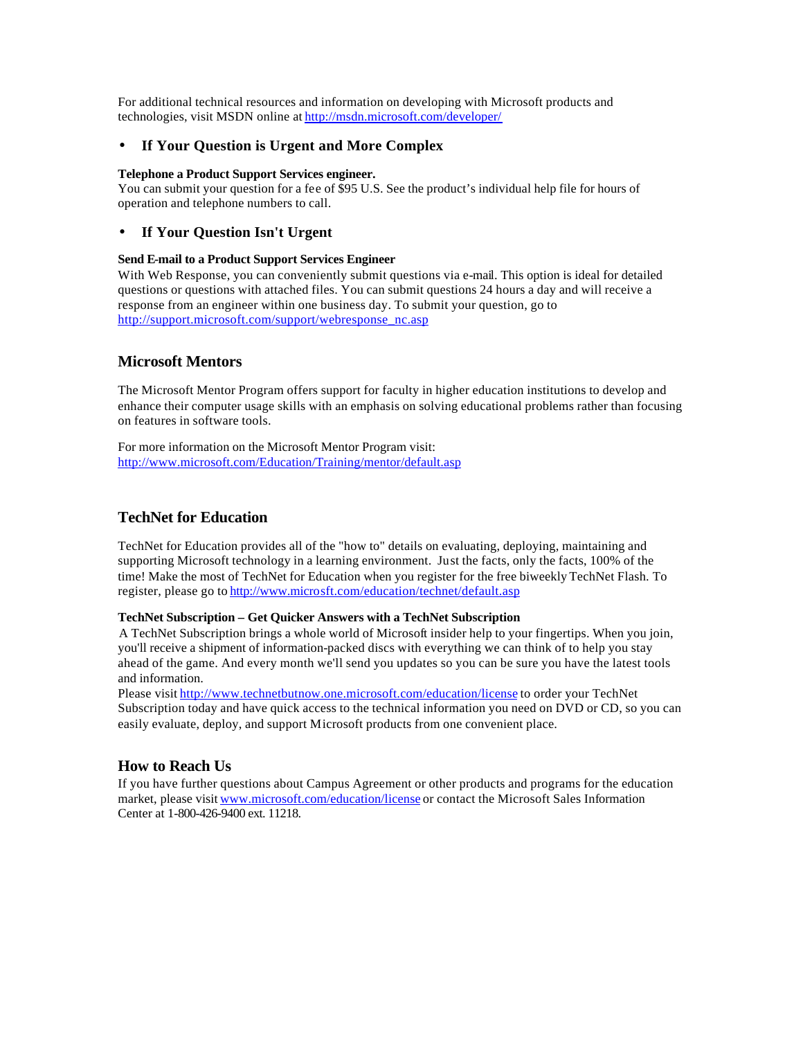For additional technical resources and information on developing with Microsoft products and technologies, visit MSDN online at http://msdn.microsoft.com/developer/

- **If Your Question is Urgent and More Complex**

**Telephone a Product Support Services engineer.**
You can submit your question for a fee of $95 U.S. See the product's individual help file for hours of operation and telephone numbers to call.

- **If Your Question Isn't Urgent**

**Send E-mail to a Product Support Services Engineer**
With Web Response, you can conveniently submit questions via e-mail. This option is ideal for detailed questions or questions with attached files. You can submit questions 24 hours a day and will receive a response from an engineer within one business day. To submit your question, go to http://support.microsoft.com/support/webresponse_nc.asp

## Microsoft Mentors

The Microsoft Mentor Program offers support for faculty in higher education institutions to develop and enhance their computer usage skills with an emphasis on solving educational problems rather than focusing on features in software tools.

For more information on the Microsoft Mentor Program visit:
http://www.microsoft.com/Education/Training/mentor/default.asp

## TechNet for Education

TechNet for Education provides all of the "how to" details on evaluating, deploying, maintaining and supporting Microsoft technology in a learning environment. Just the facts, only the facts, 100% of the time! Make the most of TechNet for Education when you register for the free biweekly TechNet Flash. To register, please go to http://www.microsft.com/education/technet/default.asp

**TechNet Subscription – Get Quicker Answers with a TechNet Subscription**
A TechNet Subscription brings a whole world of Microsoft insider help to your fingertips. When you join, you'll receive a shipment of information-packed discs with everything we can think of to help you stay ahead of the game. And every month we'll send you updates so you can be sure you have the latest tools and information.
Please visit http://www.technetbutnow.one.microsoft.com/education/license to order your TechNet Subscription today and have quick access to the technical information you need on DVD or CD, so you can easily evaluate, deploy, and support Microsoft products from one convenient place.

## How to Reach Us

If you have further questions about Campus Agreement or other products and programs for the education market, please visit www.microsoft.com/education/license or contact the Microsoft Sales Information Center at 1-800-426-9400 ext. 11218.